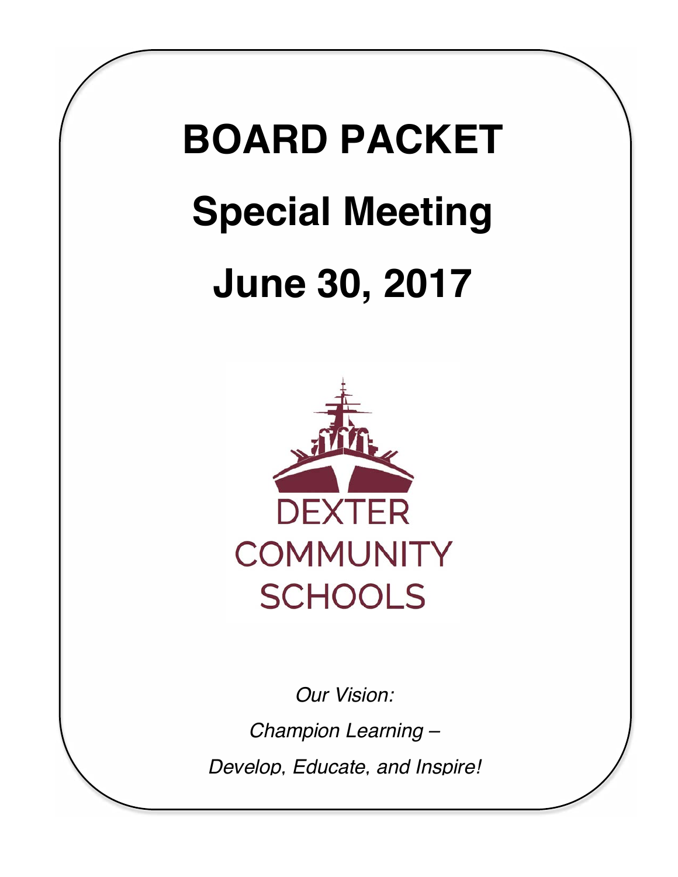# BOARD PACKET

# Special Meeting

# June 30, 2017

DEXTER COMMUNITY SCHOOLS

*Our Vision:*

*Champion Learning –*

*Develop, Educate, and Inspire!*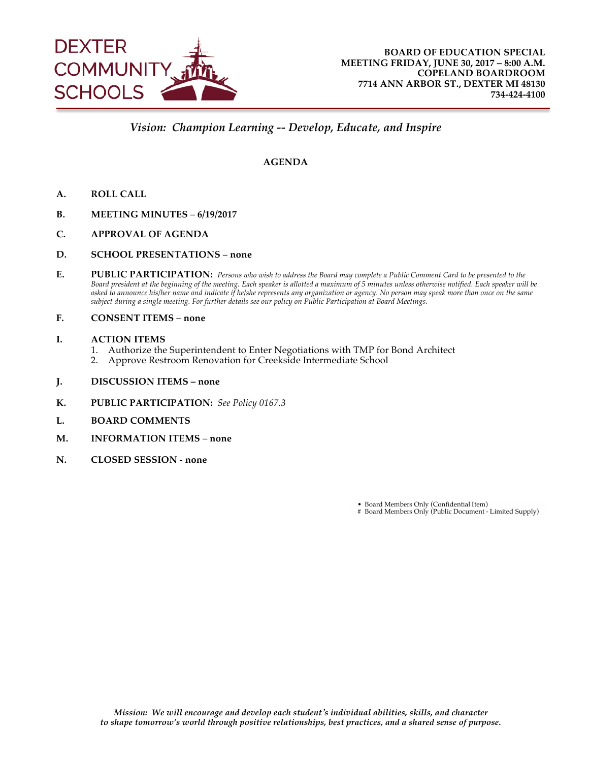**DEXTER COMMUNITY SCHOOLS**

**BOARD OF EDUCATION SPECIAL MEETING FRIDAY, JUNE 30, 2017 – 8:00 A.M.**
**COPELAND BOARDROOM**
**7714 ANN ARBOR ST., DEXTER MI 48130**
**734-424-4100**

*Vision: Champion Learning -- Develop, Educate, and Inspire*

## AGENDA

**A. ROLL CALL**

**B. MEETING MINUTES – 6/19/2017**

**C. APPROVAL OF AGENDA**

**D. SCHOOL PRESENTATIONS – none**

**E. PUBLIC PARTICIPATION:** *Persons who wish to address the Board may complete a Public Comment Card to be presented to the Board president at the beginning of the meeting. Each speaker is allotted a maximum of 5 minutes unless otherwise notified. Each speaker will be asked to announce his/her name and indicate if he/she represents any organization or agency. No person may speak more than once on the same subject during a single meeting. For further details see our policy on Public Participation at Board Meetings.*

**F. CONSENT ITEMS – none**

**I. ACTION ITEMS**

1. Authorize the Superintendent to Enter Negotiations with TMP for Bond Architect
2. Approve Restroom Renovation for Creekside Intermediate School

**J. DISCUSSION ITEMS – none**

**K. PUBLIC PARTICIPATION:** *See Policy 0167.3*

**L. BOARD COMMENTS**

**M. INFORMATION ITEMS – none**

**N. CLOSED SESSION - none**

• Board Members Only (Confidential Item)
# Board Members Only (Public Document - Limited Supply)

*Mission: We will encourage and develop each student's individual abilities, skills, and character to shape tomorrow's world through positive relationships, best practices, and a shared sense of purpose.*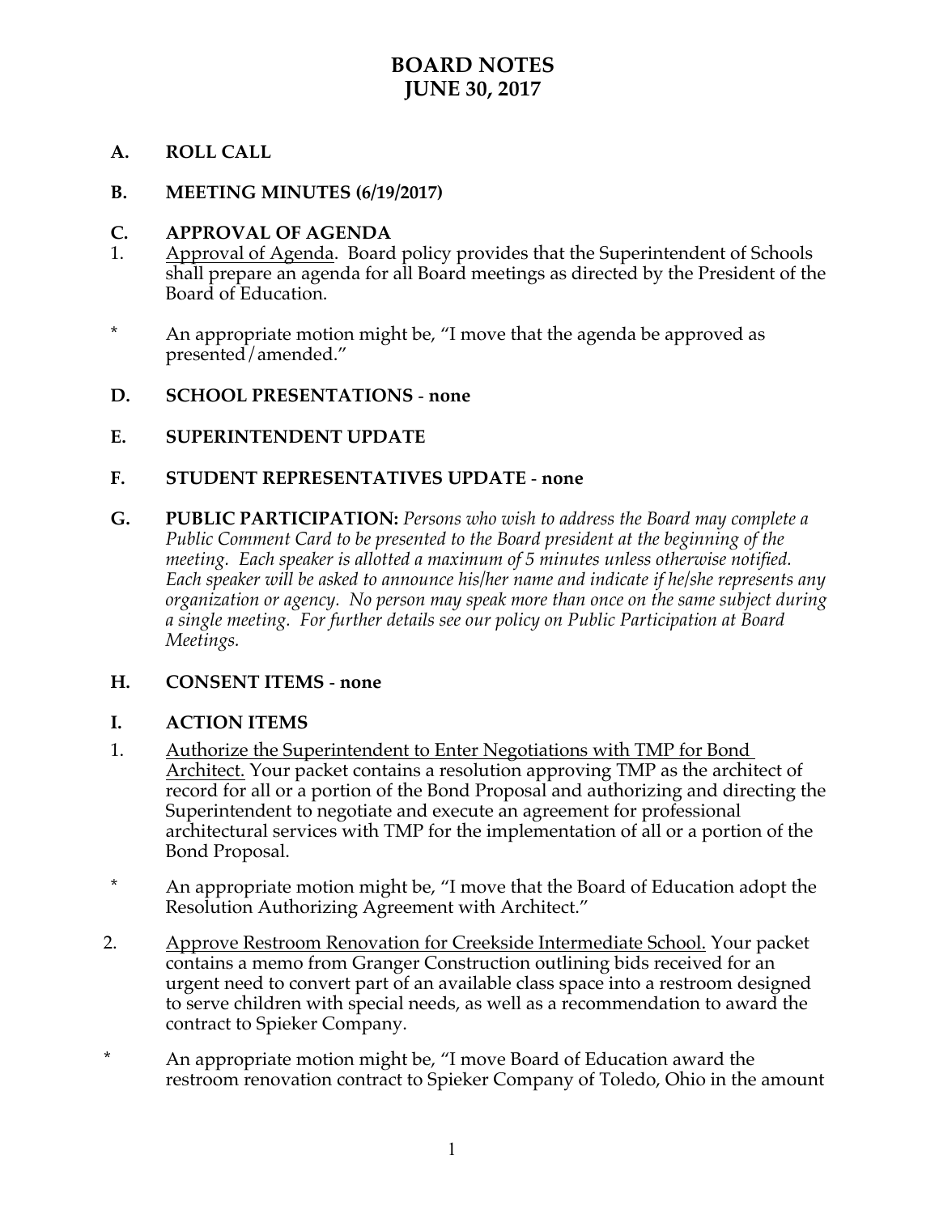# BOARD NOTES
# JUNE 30, 2017

**A. ROLL CALL**

**B. MEETING MINUTES (6/19/2017)**

**C. APPROVAL OF AGENDA**

1. Approval of Agenda. Board policy provides that the Superintendent of Schools shall prepare an agenda for all Board meetings as directed by the President of the Board of Education.

\* An appropriate motion might be, "I move that the agenda be approved as presented/amended."

**D. SCHOOL PRESENTATIONS - none**

**E. SUPERINTENDENT UPDATE**

**F. STUDENT REPRESENTATIVES UPDATE - none**

**G. PUBLIC PARTICIPATION:** *Persons who wish to address the Board may complete a Public Comment Card to be presented to the Board president at the beginning of the meeting. Each speaker is allotted a maximum of 5 minutes unless otherwise notified. Each speaker will be asked to announce his/her name and indicate if he/she represents any organization or agency. No person may speak more than once on the same subject during a single meeting. For further details see our policy on Public Participation at Board Meetings.*

**H. CONSENT ITEMS - none**

**I. ACTION ITEMS**

1. Authorize the Superintendent to Enter Negotiations with TMP for Bond Architect. Your packet contains a resolution approving TMP as the architect of record for all or a portion of the Bond Proposal and authorizing and directing the Superintendent to negotiate and execute an agreement for professional architectural services with TMP for the implementation of all or a portion of the Bond Proposal.

\* An appropriate motion might be, "I move that the Board of Education adopt the Resolution Authorizing Agreement with Architect."

2. Approve Restroom Renovation for Creekside Intermediate School. Your packet contains a memo from Granger Construction outlining bids received for an urgent need to convert part of an available class space into a restroom designed to serve children with special needs, as well as a recommendation to award the contract to Spieker Company.

\* An appropriate motion might be, "I move Board of Education award the restroom renovation contract to Spieker Company of Toledo, Ohio in the amount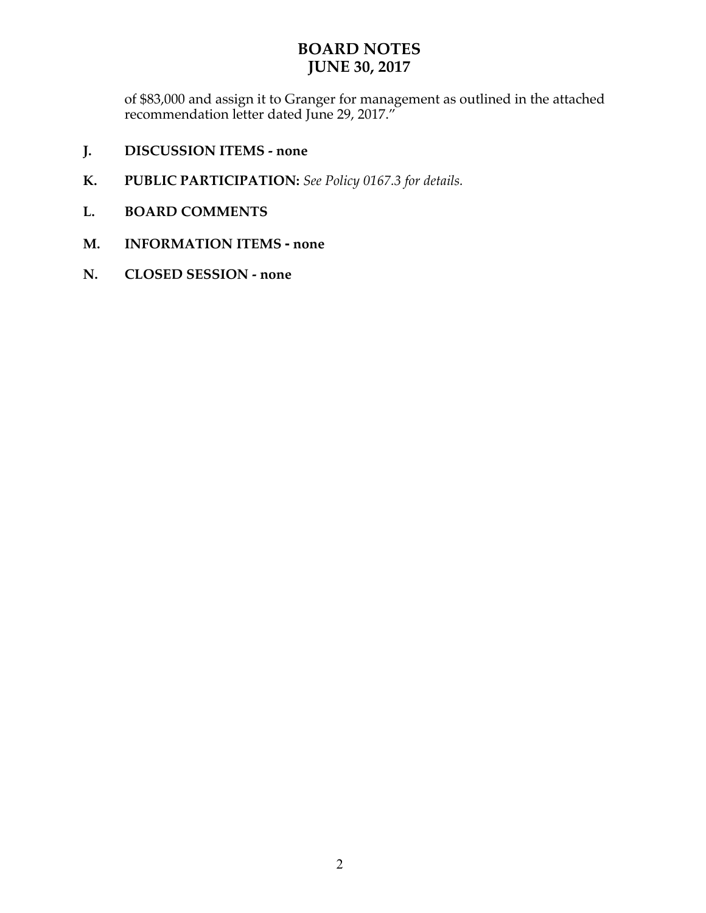of $83,000 and assign it to Granger for management as outlined in the attached recommendation letter dated June 29, 2017."

**J. DISCUSSION ITEMS - none**

**K. PUBLIC PARTICIPATION:** *See Policy 0167.3 for details.*

**L. BOARD COMMENTS**

**M. INFORMATION ITEMS - none**

**N. CLOSED SESSION - none**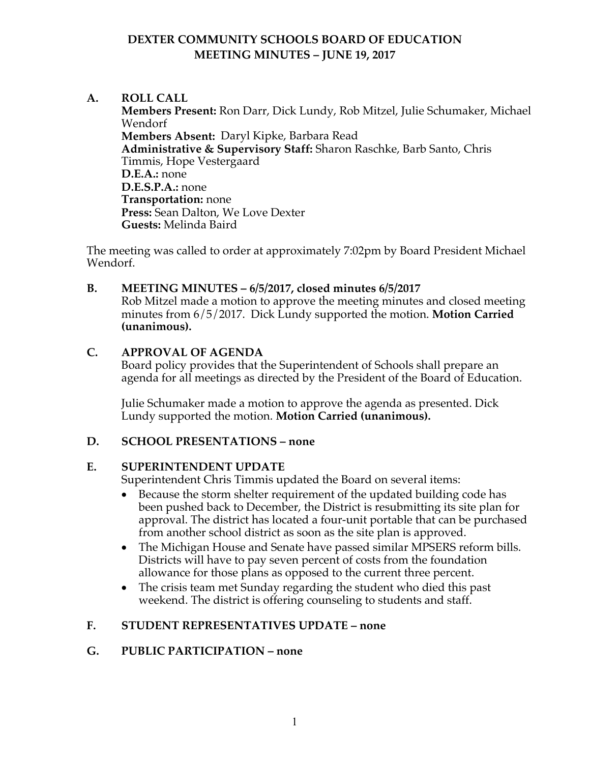# DEXTER COMMUNITY SCHOOLS BOARD OF EDUCATION
## MEETING MINUTES – JUNE 19, 2017

## A. ROLL CALL

**Members Present:** Ron Darr, Dick Lundy, Rob Mitzel, Julie Schumaker, Michael Wendorf
**Members Absent:** Daryl Kipke, Barbara Read
**Administrative & Supervisory Staff:** Sharon Raschke, Barb Santo, Chris Timmis, Hope Vestergaard
**D.E.A.:** none
**D.E.S.P.A.:** none
**Transportation:** none
**Press:** Sean Dalton, We Love Dexter
**Guests:** Melinda Baird

The meeting was called to order at approximately 7:02pm by Board President Michael Wendorf.

## B. MEETING MINUTES – 6/5/2017, closed minutes 6/5/2017

Rob Mitzel made a motion to approve the meeting minutes and closed meeting minutes from 6/5/2017. Dick Lundy supported the motion. **Motion Carried (unanimous).**

## C. APPROVAL OF AGENDA

Board policy provides that the Superintendent of Schools shall prepare an agenda for all meetings as directed by the President of the Board of Education.

Julie Schumaker made a motion to approve the agenda as presented. Dick Lundy supported the motion. **Motion Carried (unanimous).**

## D. SCHOOL PRESENTATIONS – none

## E. SUPERINTENDENT UPDATE

Superintendent Chris Timmis updated the Board on several items:

- Because the storm shelter requirement of the updated building code has been pushed back to December, the District is resubmitting its site plan for approval. The district has located a four-unit portable that can be purchased from another school district as soon as the site plan is approved.
- The Michigan House and Senate have passed similar MPSERS reform bills. Districts will have to pay seven percent of costs from the foundation allowance for those plans as opposed to the current three percent.
- The crisis team met Sunday regarding the student who died this past weekend. The district is offering counseling to students and staff.

## F. STUDENT REPRESENTATIVES UPDATE – none

## G. PUBLIC PARTICIPATION – none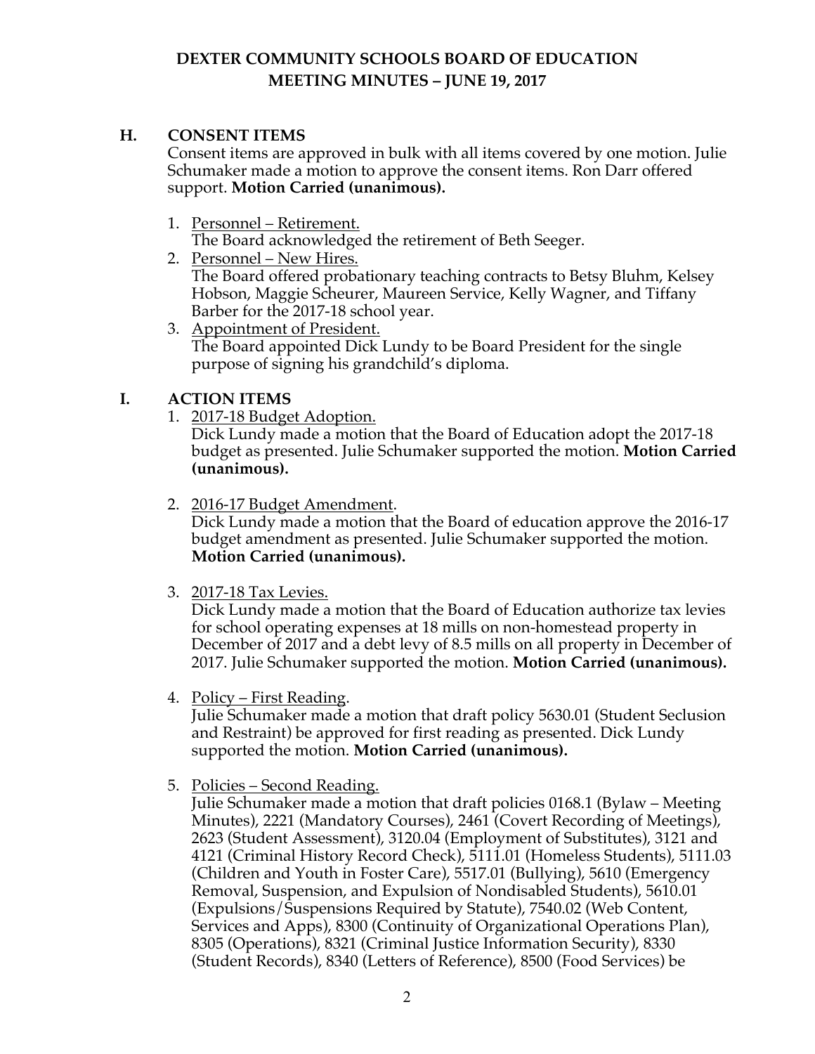# DEXTER COMMUNITY SCHOOLS BOARD OF EDUCATION
## MEETING MINUTES – JUNE 19, 2017

### H. CONSENT ITEMS

Consent items are approved in bulk with all items covered by one motion. Julie Schumaker made a motion to approve the consent items. Ron Darr offered support. **Motion Carried (unanimous).**

1. Personnel – Retirement.
   The Board acknowledged the retirement of Beth Seeger.
2. Personnel – New Hires.
   The Board offered probationary teaching contracts to Betsy Bluhm, Kelsey Hobson, Maggie Scheurer, Maureen Service, Kelly Wagner, and Tiffany Barber for the 2017-18 school year.
3. Appointment of President.
   The Board appointed Dick Lundy to be Board President for the single purpose of signing his grandchild's diploma.

### I. ACTION ITEMS

1. 2017-18 Budget Adoption.
   Dick Lundy made a motion that the Board of Education adopt the 2017-18 budget as presented. Julie Schumaker supported the motion. **Motion Carried (unanimous).**

2. 2016-17 Budget Amendment.
   Dick Lundy made a motion that the Board of education approve the 2016-17 budget amendment as presented. Julie Schumaker supported the motion. **Motion Carried (unanimous).**

3. 2017-18 Tax Levies.
   Dick Lundy made a motion that the Board of Education authorize tax levies for school operating expenses at 18 mills on non-homestead property in December of 2017 and a debt levy of 8.5 mills on all property in December of 2017. Julie Schumaker supported the motion. **Motion Carried (unanimous).**

4. Policy – First Reading.
   Julie Schumaker made a motion that draft policy 5630.01 (Student Seclusion and Restraint) be approved for first reading as presented. Dick Lundy supported the motion. **Motion Carried (unanimous).**

5. Policies – Second Reading.
   Julie Schumaker made a motion that draft policies 0168.1 (Bylaw – Meeting Minutes), 2221 (Mandatory Courses), 2461 (Covert Recording of Meetings), 2623 (Student Assessment), 3120.04 (Employment of Substitutes), 3121 and 4121 (Criminal History Record Check), 5111.01 (Homeless Students), 5111.03 (Children and Youth in Foster Care), 5517.01 (Bullying), 5610 (Emergency Removal, Suspension, and Expulsion of Nondisabled Students), 5610.01 (Expulsions/Suspensions Required by Statute), 7540.02 (Web Content, Services and Apps), 8300 (Continuity of Organizational Operations Plan), 8305 (Operations), 8321 (Criminal Justice Information Security), 8330 (Student Records), 8340 (Letters of Reference), 8500 (Food Services) be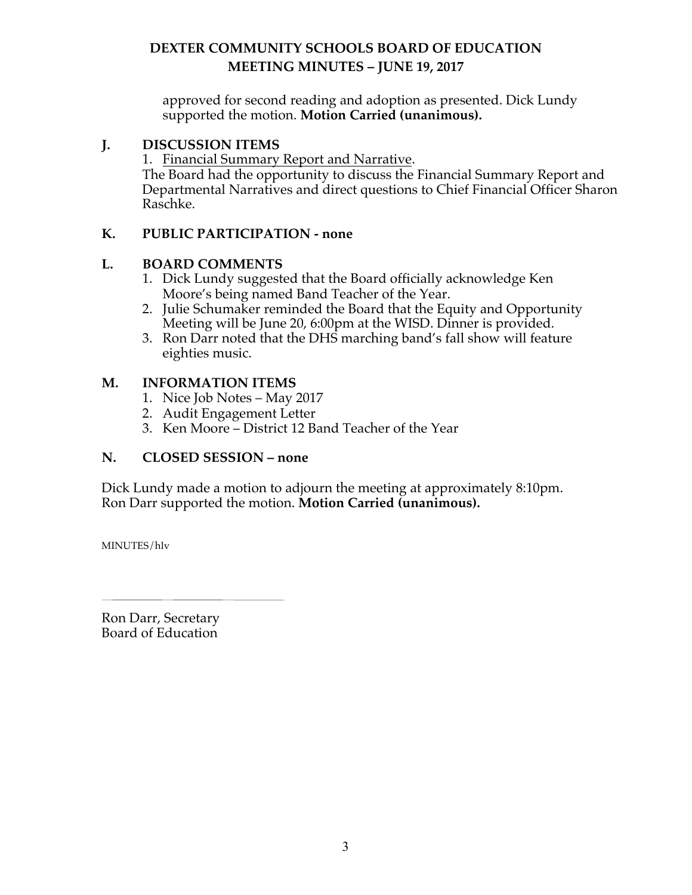approved for second reading and adoption as presented. Dick Lundy supported the motion. **Motion Carried (unanimous).**

## J. DISCUSSION ITEMS

1. Financial Summary Report and Narrative.

The Board had the opportunity to discuss the Financial Summary Report and Departmental Narratives and direct questions to Chief Financial Officer Sharon Raschke.

## K. PUBLIC PARTICIPATION - none

## L. BOARD COMMENTS

1. Dick Lundy suggested that the Board officially acknowledge Ken Moore's being named Band Teacher of the Year.
2. Julie Schumaker reminded the Board that the Equity and Opportunity Meeting will be June 20, 6:00pm at the WISD. Dinner is provided.
3. Ron Darr noted that the DHS marching band's fall show will feature eighties music.

## M. INFORMATION ITEMS

1. Nice Job Notes – May 2017
2. Audit Engagement Letter
3. Ken Moore – District 12 Band Teacher of the Year

## N. CLOSED SESSION – none

Dick Lundy made a motion to adjourn the meeting at approximately 8:10pm. Ron Darr supported the motion. **Motion Carried (unanimous).**

MINUTES/hlv

Ron Darr, Secretary
Board of Education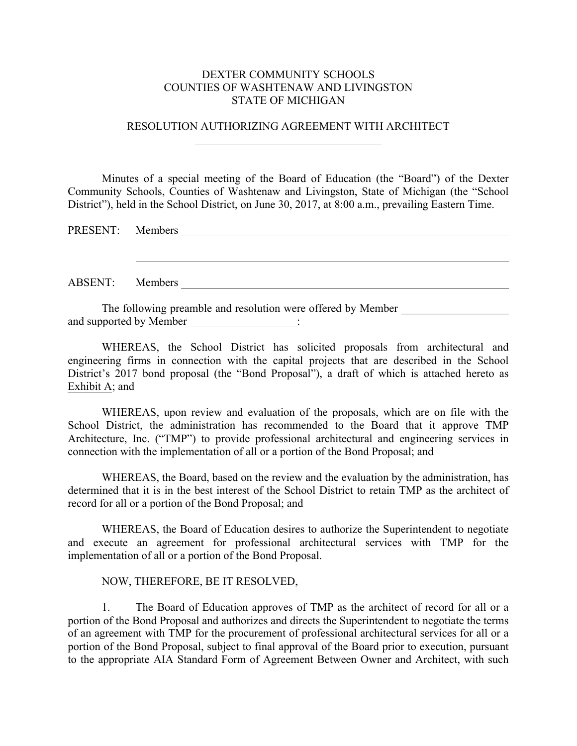DEXTER COMMUNITY SCHOOLS
COUNTIES OF WASHTENAW AND LIVINGSTON
STATE OF MICHIGAN

RESOLUTION AUTHORIZING AGREEMENT WITH ARCHITECT

Minutes of a special meeting of the Board of Education (the "Board") of the Dexter Community Schools, Counties of Washtenaw and Livingston, State of Michigan (the "School District"), held in the School District, on June 30, 2017, at 8:00 a.m., prevailing Eastern Time.

PRESENT: Members ______________________________________________________________

______________________________________________________________

ABSENT: Members ______________________________________________________________

The following preamble and resolution were offered by Member ___________________ and supported by Member ___________________:

WHEREAS, the School District has solicited proposals from architectural and engineering firms in connection with the capital projects that are described in the School District's 2017 bond proposal (the "Bond Proposal"), a draft of which is attached hereto as Exhibit A; and

WHEREAS, upon review and evaluation of the proposals, which are on file with the School District, the administration has recommended to the Board that it approve TMP Architecture, Inc. ("TMP") to provide professional architectural and engineering services in connection with the implementation of all or a portion of the Bond Proposal; and

WHEREAS, the Board, based on the review and the evaluation by the administration, has determined that it is in the best interest of the School District to retain TMP as the architect of record for all or a portion of the Bond Proposal; and

WHEREAS, the Board of Education desires to authorize the Superintendent to negotiate and execute an agreement for professional architectural services with TMP for the implementation of all or a portion of the Bond Proposal.

NOW, THEREFORE, BE IT RESOLVED,

1. The Board of Education approves of TMP as the architect of record for all or a portion of the Bond Proposal and authorizes and directs the Superintendent to negotiate the terms of an agreement with TMP for the procurement of professional architectural services for all or a portion of the Bond Proposal, subject to final approval of the Board prior to execution, pursuant to the appropriate AIA Standard Form of Agreement Between Owner and Architect, with such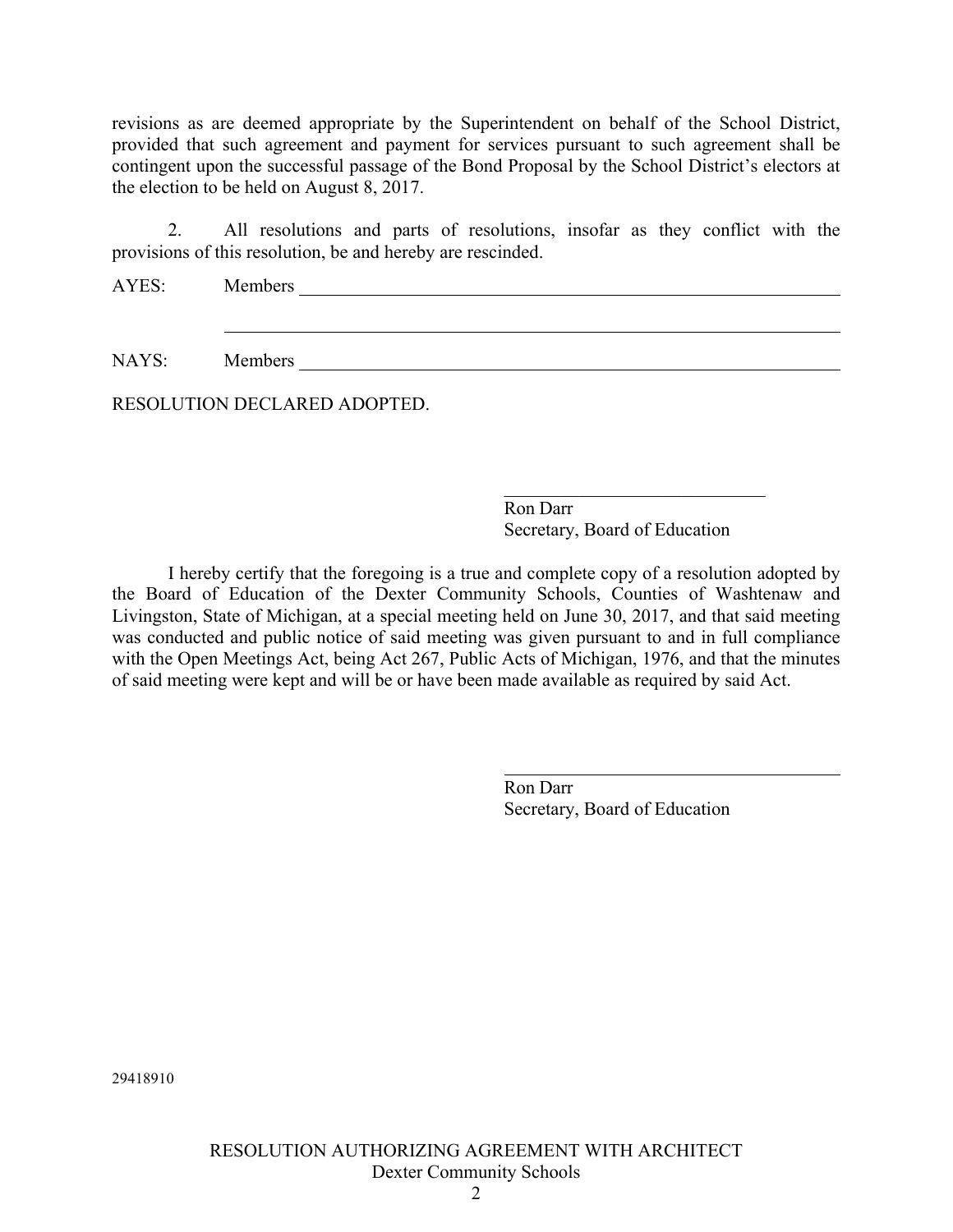revisions as are deemed appropriate by the Superintendent on behalf of the School District, provided that such agreement and payment for services pursuant to such agreement shall be contingent upon the successful passage of the Bond Proposal by the School District's electors at the election to be held on August 8, 2017.

2. All resolutions and parts of resolutions, insofar as they conflict with the provisions of this resolution, be and hereby are rescinded.

AYES: Members ______________________________________________

______________________________________________

NAYS: Members ______________________________________________

RESOLUTION DECLARED ADOPTED.

______________________________
Ron Darr
Secretary, Board of Education

I hereby certify that the foregoing is a true and complete copy of a resolution adopted by the Board of Education of the Dexter Community Schools, Counties of Washtenaw and Livingston, State of Michigan, at a special meeting held on June 30, 2017, and that said meeting was conducted and public notice of said meeting was given pursuant to and in full compliance with the Open Meetings Act, being Act 267, Public Acts of Michigan, 1976, and that the minutes of said meeting were kept and will be or have been made available as required by said Act.

______________________________
Ron Darr
Secretary, Board of Education

29418910

RESOLUTION AUTHORIZING AGREEMENT WITH ARCHITECT
Dexter Community Schools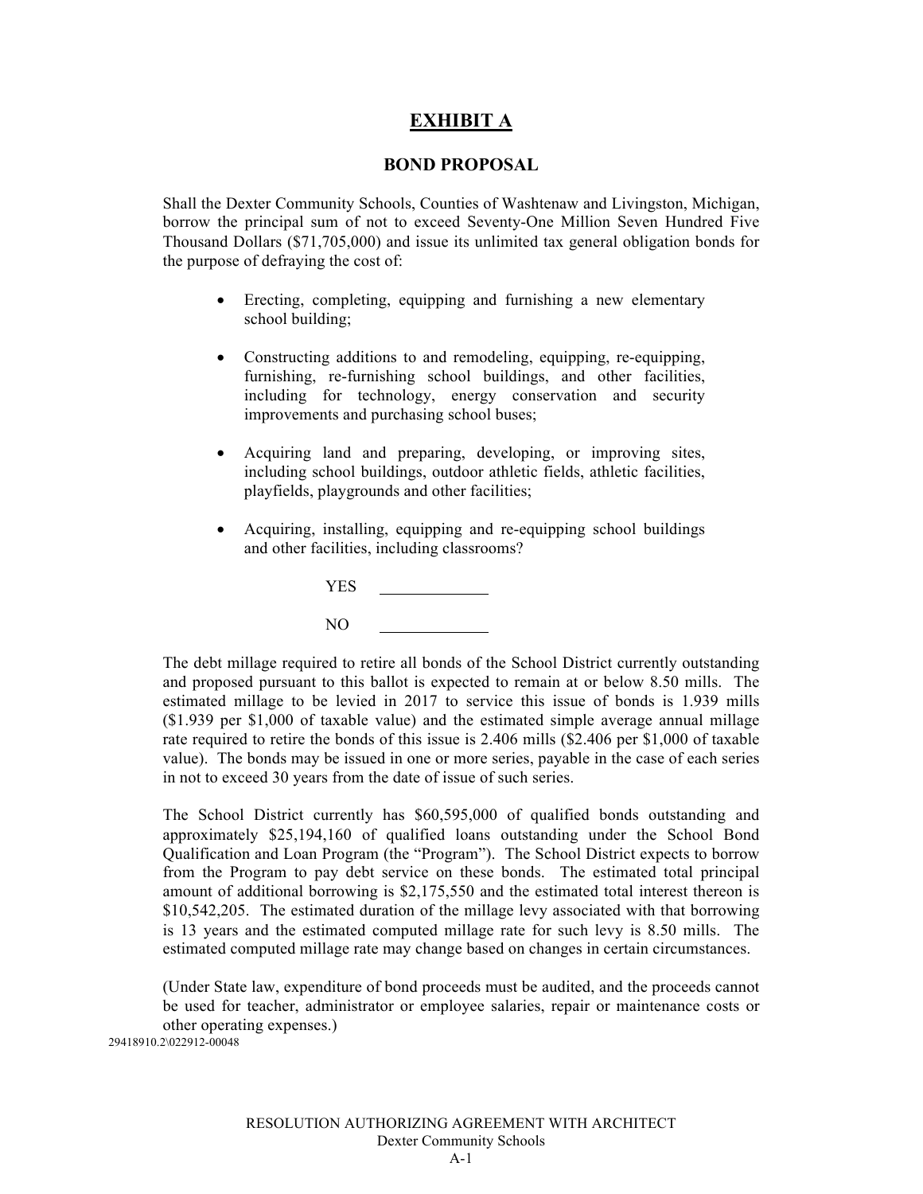# EXHIBIT A

## BOND PROPOSAL

Shall the Dexter Community Schools, Counties of Washtenaw and Livingston, Michigan, borrow the principal sum of not to exceed Seventy-One Million Seven Hundred Five Thousand Dollars ($71,705,000) and issue its unlimited tax general obligation bonds for the purpose of defraying the cost of:

- Erecting, completing, equipping and furnishing a new elementary school building;
- Constructing additions to and remodeling, equipping, re-equipping, furnishing, re-furnishing school buildings, and other facilities, including for technology, energy conservation and security improvements and purchasing school buses;
- Acquiring land and preparing, developing, or improving sites, including school buildings, outdoor athletic fields, athletic facilities, playfields, playgrounds and other facilities;
- Acquiring, installing, equipping and re-equipping school buildings and other facilities, including classrooms?

YES _____________

NO _____________

The debt millage required to retire all bonds of the School District currently outstanding and proposed pursuant to this ballot is expected to remain at or below 8.50 mills. The estimated millage to be levied in 2017 to service this issue of bonds is 1.939 mills ($1.939 per $1,000 of taxable value) and the estimated simple average annual millage rate required to retire the bonds of this issue is 2.406 mills ($2.406 per $1,000 of taxable value). The bonds may be issued in one or more series, payable in the case of each series in not to exceed 30 years from the date of issue of such series.

The School District currently has $60,595,000 of qualified bonds outstanding and approximately $25,194,160 of qualified loans outstanding under the School Bond Qualification and Loan Program (the "Program"). The School District expects to borrow from the Program to pay debt service on these bonds. The estimated total principal amount of additional borrowing is $2,175,550 and the estimated total interest thereon is $10,542,205. The estimated duration of the millage levy associated with that borrowing is 13 years and the estimated computed millage rate for such levy is 8.50 mills. The estimated computed millage rate may change based on changes in certain circumstances.

(Under State law, expenditure of bond proceeds must be audited, and the proceeds cannot be used for teacher, administrator or employee salaries, repair or maintenance costs or other operating expenses.)

29418910.2\022912-00048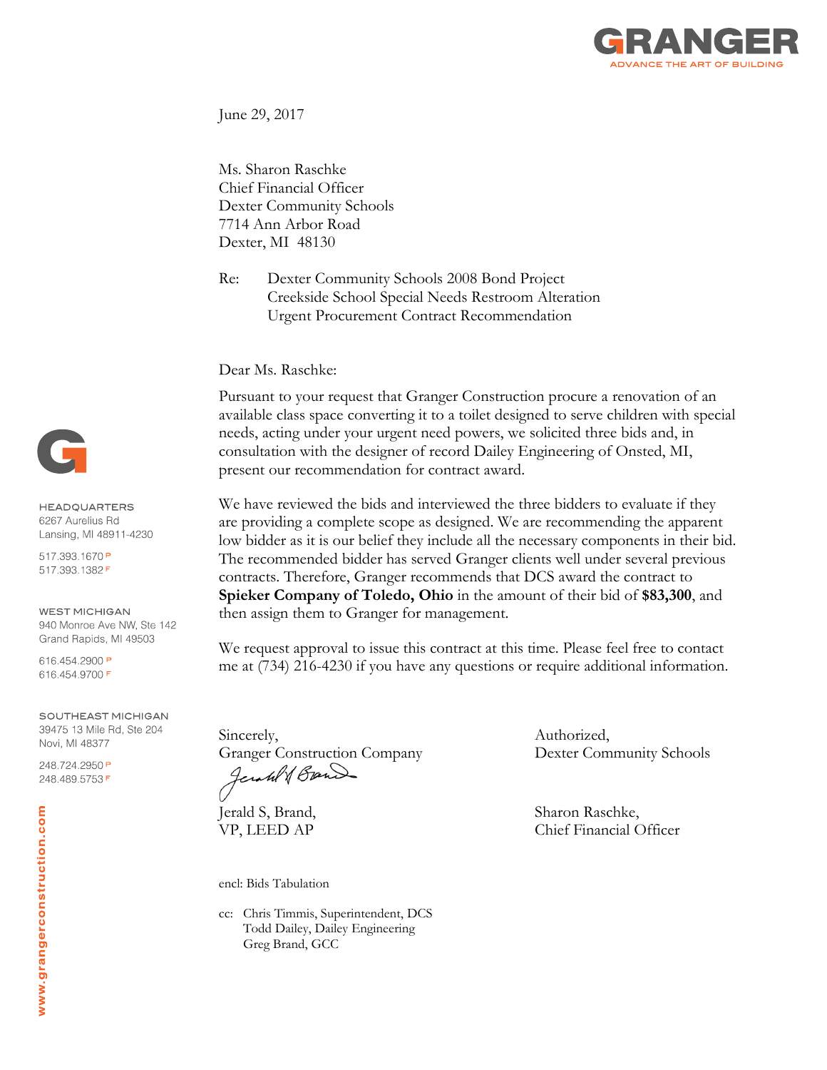GRANGER
ADVANCE THE ART OF BUILDING

June 29, 2017

Ms. Sharon Raschke
Chief Financial Officer
Dexter Community Schools
7714 Ann Arbor Road
Dexter, MI 48130

Re: Dexter Community Schools 2008 Bond Project
Creekside School Special Needs Restroom Alteration
Urgent Procurement Contract Recommendation

Dear Ms. Raschke:

Pursuant to your request that Granger Construction procure a renovation of an available class space converting it to a toilet designed to serve children with special needs, acting under your urgent need powers, we solicited three bids and, in consultation with the designer of record Dailey Engineering of Onsted, MI, present our recommendation for contract award.

We have reviewed the bids and interviewed the three bidders to evaluate if they are providing a complete scope as designed. We are recommending the apparent low bidder as it is our belief they include all the necessary components in their bid. The recommended bidder has served Granger clients well under several previous contracts. Therefore, Granger recommends that DCS award the contract to **Spieker Company of Toledo, Ohio** in the amount of their bid of **$83,300**, and then assign them to Granger for management.

We request approval to issue this contract at this time. Please feel free to contact me at (734) 216-4230 if you have any questions or require additional information.

Sincerely,
Granger Construction Company

Jerald S, Brand,
VP, LEED AP

Authorized,
Dexter Community Schools

Sharon Raschke,
Chief Financial Officer

encl: Bids Tabulation

cc: Chris Timmis, Superintendent, DCS
Todd Dailey, Dailey Engineering
Greg Brand, GCC

HEADQUARTERS
6267 Aurelius Rd
Lansing, MI 48911-4230
517.393.1670 P
517.393.1382 F

WEST MICHIGAN
940 Monroe Ave NW, Ste 142
Grand Rapids, MI 49503
616.454.2900 P
616.454.9700 F

SOUTHEAST MICHIGAN
39475 13 Mile Rd, Ste 204
Novi, MI 48377
248.724.2950 P
248.489.5753 F

www.grangerconstruction.com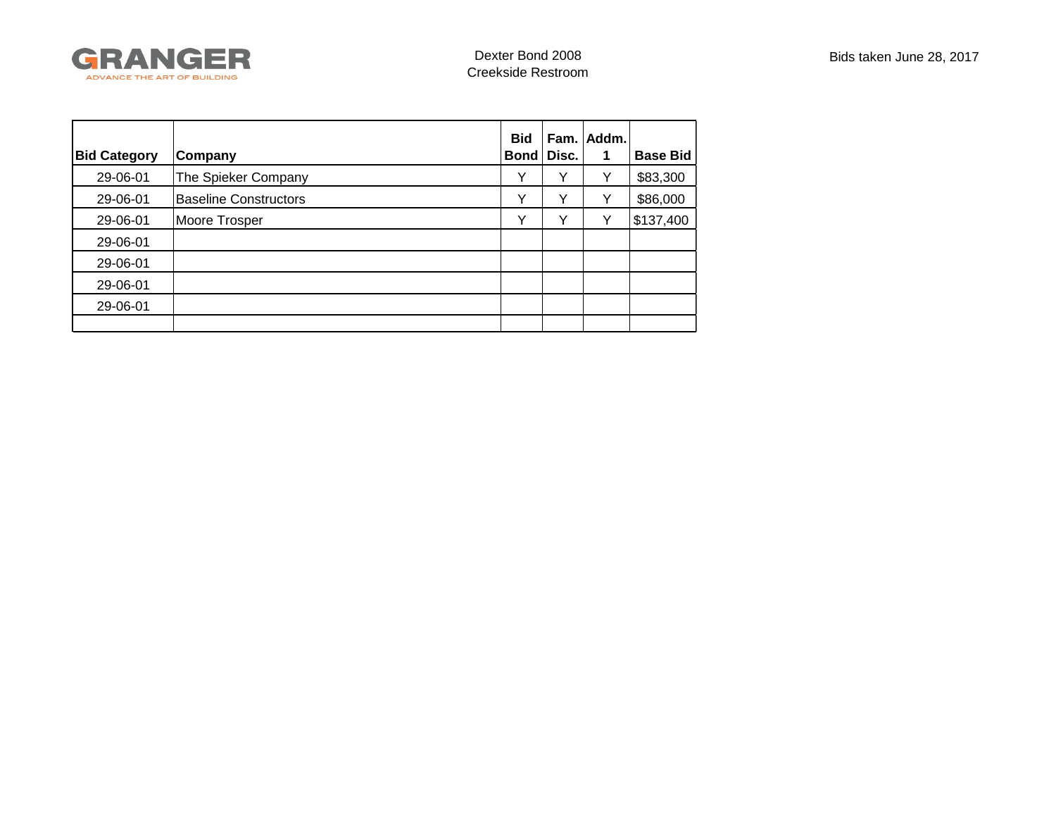GRANGER
ADVANCE THE ART OF BUILDING

Dexter Bond 2008
Creekside Restroom

Bids taken June 28, 2017

| Bid Category | Company | Bid Bond | Fam. Disc. | Addm. 1 | Base Bid |
|---|---|---|---|---|---|
| 29-06-01 | The Spieker Company | Y | Y | Y | $83,300 |
| 29-06-01 | Baseline Constructors | Y | Y | Y | $86,000 |
| 29-06-01 | Moore Trosper | Y | Y | Y | $137,400 |
| 29-06-01 | | | | | |
| 29-06-01 | | | | | |
| 29-06-01 | | | | | |
| 29-06-01 | | | | | |
| | | | | | |